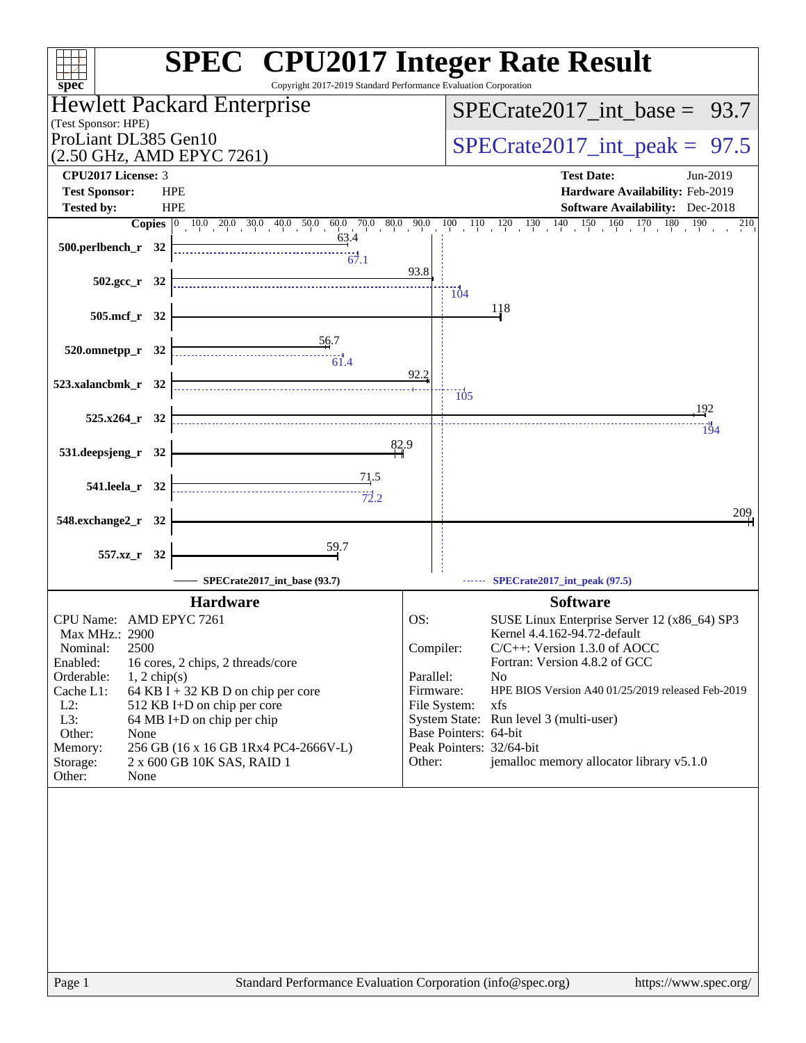# SPEC CPU2017 Integer Rate Result

Copyright 2017-2019 Standard Performance Evaluation Corporation

**Hewlett Packard Enterprise**
(Test Sponsor: HPE)
ProLiant DL385 Gen10
(2.50 GHz, AMD EPYC 7261)

SPECrate2017_int_base = 93.7

SPECrate2017_int_peak = 97.5

| | | | |
|---|---|---|---|
| **CPU2017 License:** | 3 | **Test Date:** | Jun-2019 |
| **Test Sponsor:** | HPE | **Hardware Availability:** | Feb-2019 |
| **Tested by:** | HPE | **Software Availability:** | Dec-2018 |

| Benchmark | Copies | Base | Peak |
|---|---|---|---|
| 500.perlbench_r | 32 | 63.4 | 67.1 |
| 502.gcc_r | 32 | 93.8 | 104 |
| 505.mcf_r | 32 | 118 | |
| 520.omnetpp_r | 32 | 56.7 | 61.4 |
| 523.xalancbmk_r | 32 | 92.2 | 105 |
| 525.x264_r | 32 | 192 | 194 |
| 531.deepsjeng_r | 32 | 82.9 | |
| 541.leela_r | 32 | 71.5 | 72.2 |
| 548.exchange2_r | 32 | 209 | |
| 557.xz_r | 32 | 59.7 | |

SPECrate2017_int_base (93.7)    SPECrate2017_int_peak (97.5)

## Hardware

| | |
|---|---|
| CPU Name: | AMD EPYC 7261 |
| Max MHz.: | 2900 |
| Nominal: | 2500 |
| Enabled: | 16 cores, 2 chips, 2 threads/core |
| Orderable: | 1, 2 chip(s) |
| Cache L1: | 64 KB I + 32 KB D on chip per core |
| L2: | 512 KB I+D on chip per core |
| L3: | 64 MB I+D on chip per chip |
| Other: | None |
| Memory: | 256 GB (16 x 16 GB 1Rx4 PC4-2666V-L) |
| Storage: | 2 x 600 GB 10K SAS, RAID 1 |
| Other: | None |

## Software

| | |
|---|---|
| OS: | SUSE Linux Enterprise Server 12 (x86_64) SP3 Kernel 4.4.162-94.72-default |
| Compiler: | C/C++: Version 1.3.0 of AOCC Fortran: Version 4.8.2 of GCC |
| Parallel: | No |
| Firmware: | HPE BIOS Version A40 01/25/2019 released Feb-2019 |
| File System: | xfs |
| System State: | Run level 3 (multi-user) |
| Base Pointers: | 64-bit |
| Peak Pointers: | 32/64-bit |
| Other: | jemalloc memory allocator library v5.1.0 |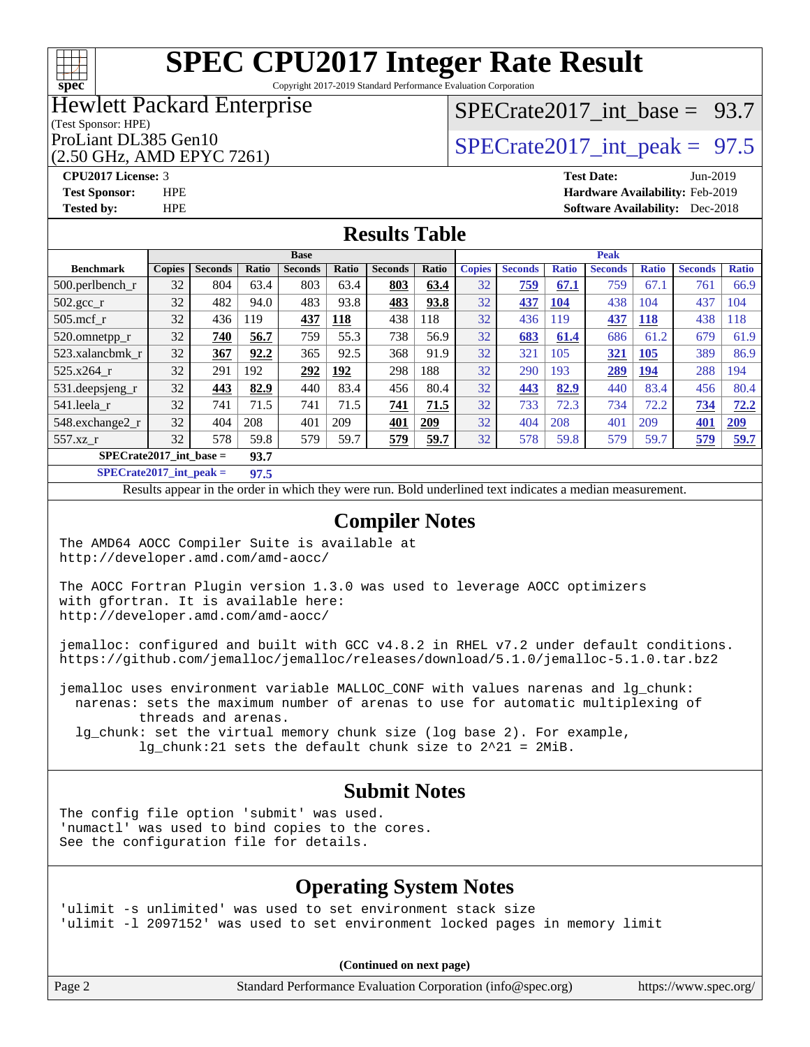# SPEC CPU2017 Integer Rate Result

Copyright 2017-2019 Standard Performance Evaluation Corporation

**Hewlett Packard Enterprise**
(Test Sponsor: HPE)
ProLiant DL385 Gen10
(2.50 GHz, AMD EPYC 7261)

SPECrate2017_int_base = 93.7

SPECrate2017_int_peak = 97.5

**CPU2017 License:** 3
**Test Sponsor:** HPE
**Tested by:** HPE

**Test Date:** Jun-2019
**Hardware Availability:** Feb-2019
**Software Availability:** Dec-2018

## Results Table

| Benchmark | Base | | | | | | | Peak | | | | | | |
|---|---|---|---|---|---|---|---|---|---|---|---|---|---|---|
| | Copies | Seconds | Ratio | Seconds | Ratio | Seconds | Ratio | Copies | Seconds | Ratio | Seconds | Ratio | Seconds | Ratio |
| 500.perlbench_r | 32 | 804 | 63.4 | 803 | 63.4 | **803** | **63.4** | 32 | **759** | **67.1** | 759 | 67.1 | 761 | 66.9 |
| 502.gcc_r | 32 | 482 | 94.0 | 483 | 93.8 | **483** | **93.8** | 32 | **437** | **104** | 438 | 104 | 437 | 104 |
| 505.mcf_r | 32 | 436 | 119 | **437** | **118** | 438 | 118 | 32 | 436 | 119 | **437** | **118** | 438 | 118 |
| 520.omnetpp_r | 32 | **740** | **56.7** | 759 | 55.3 | 738 | 56.9 | 32 | **683** | **61.4** | 686 | 61.2 | 679 | 61.9 |
| 523.xalancbmk_r | 32 | **367** | **92.2** | 365 | 92.5 | 368 | 91.9 | 32 | 321 | 105 | **321** | **105** | 389 | 86.9 |
| 525.x264_r | 32 | 291 | 192 | **292** | **192** | 298 | 188 | 32 | 290 | 193 | **289** | **194** | 288 | 194 |
| 531.deepsjeng_r | 32 | **443** | **82.9** | 440 | 83.4 | 456 | 80.4 | 32 | **443** | **82.9** | 440 | 83.4 | 456 | 80.4 |
| 541.leela_r | 32 | 741 | 71.5 | 741 | 71.5 | **741** | **71.5** | 32 | 733 | 72.3 | 734 | 72.2 | **734** | **72.2** |
| 548.exchange2_r | 32 | 404 | 208 | 401 | 209 | **401** | **209** | 32 | 404 | 208 | 401 | 209 | **401** | **209** |
| 557.xz_r | 32 | 578 | 59.8 | 579 | 59.7 | **579** | **59.7** | 32 | 578 | 59.8 | 579 | 59.7 | **579** | **59.7** |

**SPECrate2017_int_base = 93.7**

**SPECrate2017_int_peak = 97.5**

Results appear in the order in which they were run. Bold underlined text indicates a median measurement.

## Compiler Notes

```
The AMD64 AOCC Compiler Suite is available at
http://developer.amd.com/amd-aocc/

The AOCC Fortran Plugin version 1.3.0 was used to leverage AOCC optimizers
with gfortran. It is available here:
http://developer.amd.com/amd-aocc/

jemalloc: configured and built with GCC v4.8.2 in RHEL v7.2 under default conditions.
https://github.com/jemalloc/jemalloc/releases/download/5.1.0/jemalloc-5.1.0.tar.bz2

jemalloc uses environment variable MALLOC_CONF with values narenas and lg_chunk:
  narenas: sets the maximum number of arenas to use for automatic multiplexing of
          threads and arenas.
  lg_chunk: set the virtual memory chunk size (log base 2). For example,
          lg_chunk:21 sets the default chunk size to 2^21 = 2MiB.
```

## Submit Notes

```
The config file option 'submit' was used.
'numactl' was used to bind copies to the cores.
See the configuration file for details.
```

## Operating System Notes

```
'ulimit -s unlimited' was used to set environment stack size
'ulimit -l 2097152' was used to set environment locked pages in memory limit
```

**(Continued on next page)**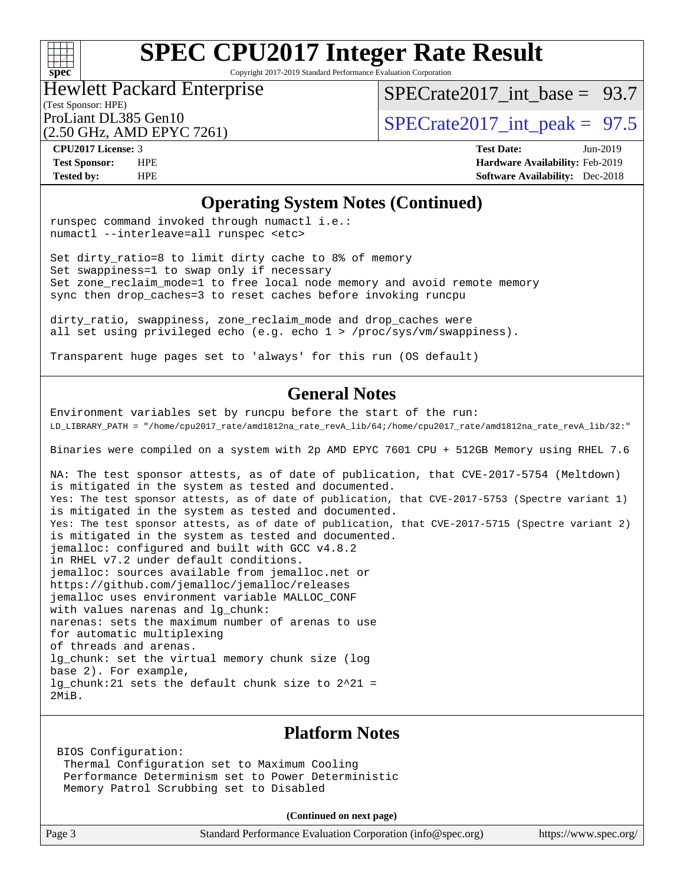## Operating System Notes (Continued)

```
runspec command invoked through numactl i.e.:
numactl --interleave=all runspec <etc>

Set dirty_ratio=8 to limit dirty cache to 8% of memory
Set swappiness=1 to swap only if necessary
Set zone_reclaim_mode=1 to free local node memory and avoid remote memory
sync then drop_caches=3 to reset caches before invoking runcpu

dirty_ratio, swappiness, zone_reclaim_mode and drop_caches were
all set using privileged echo (e.g. echo 1 > /proc/sys/vm/swappiness).

Transparent huge pages set to 'always' for this run (OS default)
```

## General Notes

```
Environment variables set by runcpu before the start of the run:
LD_LIBRARY_PATH = "/home/cpu2017_rate/amd1812na_rate_revA_lib/64;/home/cpu2017_rate/amd1812na_rate_revA_lib/32:"

Binaries were compiled on a system with 2p AMD EPYC 7601 CPU + 512GB Memory using RHEL 7.6

NA: The test sponsor attests, as of date of publication, that CVE-2017-5754 (Meltdown)
is mitigated in the system as tested and documented.
Yes: The test sponsor attests, as of date of publication, that CVE-2017-5753 (Spectre variant 1)
is mitigated in the system as tested and documented.
Yes: The test sponsor attests, as of date of publication, that CVE-2017-5715 (Spectre variant 2)
is mitigated in the system as tested and documented.
jemalloc: configured and built with GCC v4.8.2
in RHEL v7.2 under default conditions.
jemalloc: sources available from jemalloc.net or
https://github.com/jemalloc/jemalloc/releases
jemalloc uses environment variable MALLOC_CONF
with values narenas and lg_chunk:
narenas: sets the maximum number of arenas to use
for automatic multiplexing
of threads and arenas.
lg_chunk: set the virtual memory chunk size (log
base 2). For example,
lg_chunk:21 sets the default chunk size to 2^21 =
2MiB.
```

## Platform Notes

```
BIOS Configuration:
 Thermal Configuration set to Maximum Cooling
 Performance Determinism set to Power Deterministic
 Memory Patrol Scrubbing set to Disabled
```

**(Continued on next page)**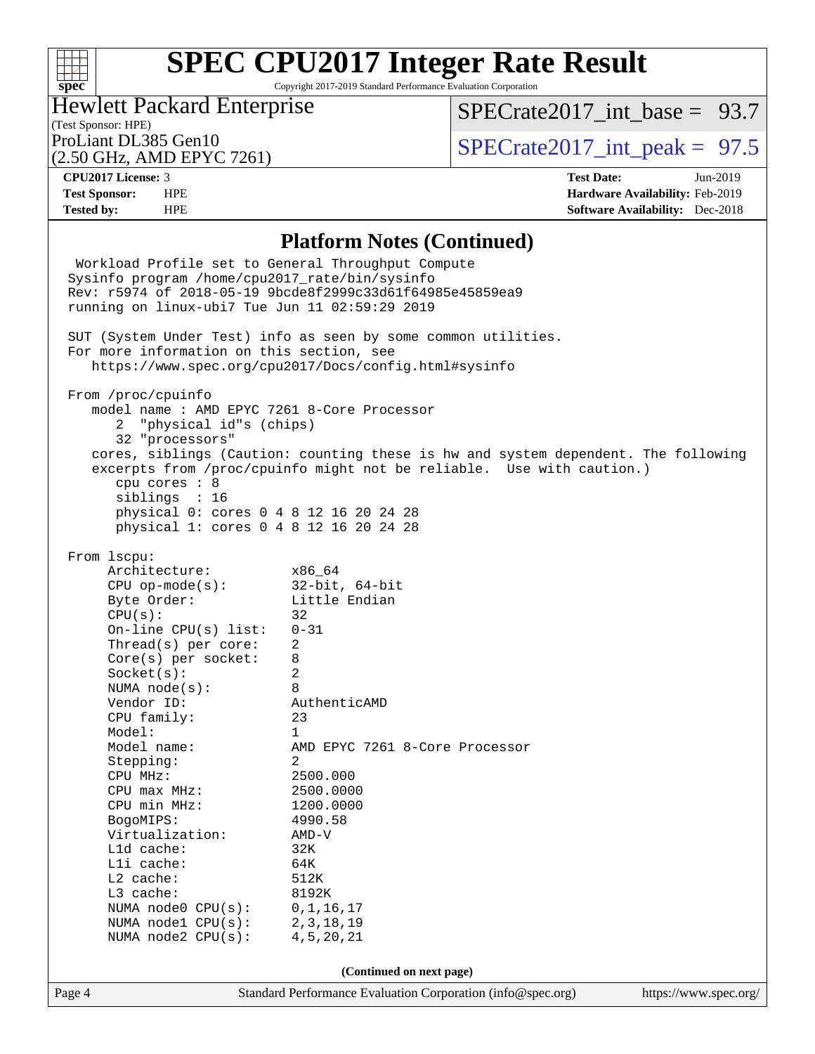# SPEC CPU2017 Integer Rate Result

Copyright 2017-2019 Standard Performance Evaluation Corporation

Hewlett Packard Enterprise
(Test Sponsor: HPE)
ProLiant DL385 Gen10
(2.50 GHz, AMD EPYC 7261)

SPECrate2017_int_base = 93.7

SPECrate2017_int_peak = 97.5

**CPU2017 License:** 3
**Test Sponsor:** HPE
**Tested by:** HPE

**Test Date:** Jun-2019
**Hardware Availability:** Feb-2019
**Software Availability:** Dec-2018

## Platform Notes (Continued)

```
 Workload Profile set to General Throughput Compute
Sysinfo program /home/cpu2017_rate/bin/sysinfo
Rev: r5974 of 2018-05-19 9bcde8f2999c33d61f64985e45859ea9
running on linux-ubi7 Tue Jun 11 02:59:29 2019

SUT (System Under Test) info as seen by some common utilities.
For more information on this section, see
   https://www.spec.org/cpu2017/Docs/config.html#sysinfo

From /proc/cpuinfo
   model name : AMD EPYC 7261 8-Core Processor
      2  "physical id"s (chips)
      32 "processors"
   cores, siblings (Caution: counting these is hw and system dependent. The following
   excerpts from /proc/cpuinfo might not be reliable.  Use with caution.)
      cpu cores : 8
      siblings  : 16
      physical 0: cores 0 4 8 12 16 20 24 28
      physical 1: cores 0 4 8 12 16 20 24 28

From lscpu:
     Architecture:          x86_64
     CPU op-mode(s):        32-bit, 64-bit
     Byte Order:            Little Endian
     CPU(s):                32
     On-line CPU(s) list:   0-31
     Thread(s) per core:    2
     Core(s) per socket:    8
     Socket(s):             2
     NUMA node(s):          8
     Vendor ID:             AuthenticAMD
     CPU family:            23
     Model:                 1
     Model name:            AMD EPYC 7261 8-Core Processor
     Stepping:              2
     CPU MHz:               2500.000
     CPU max MHz:           2500.0000
     CPU min MHz:           1200.0000
     BogoMIPS:              4990.58
     Virtualization:        AMD-V
     L1d cache:             32K
     L1i cache:             64K
     L2 cache:              512K
     L3 cache:              8192K
     NUMA node0 CPU(s):     0,1,16,17
     NUMA node1 CPU(s):     2,3,18,19
     NUMA node2 CPU(s):     4,5,20,21
```

**(Continued on next page)**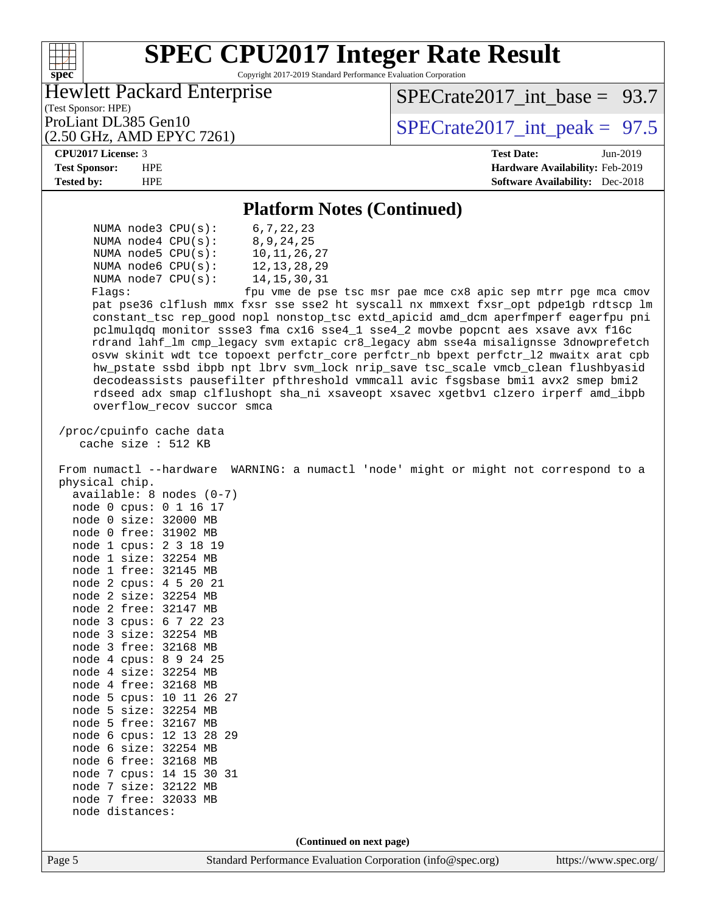# SPEC CPU2017 Integer Rate Result

Copyright 2017-2019 Standard Performance Evaluation Corporation

Hewlett Packard Enterprise
(Test Sponsor: HPE)
ProLiant DL385 Gen10
(2.50 GHz, AMD EPYC 7261)

SPECrate2017_int_base = 93.7
SPECrate2017_int_peak = 97.5

**CPU2017 License:** 3
**Test Sponsor:** HPE
**Tested by:** HPE

**Test Date:** Jun-2019
**Hardware Availability:** Feb-2019
**Software Availability:** Dec-2018

## Platform Notes (Continued)

```
      NUMA node3 CPU(s):     6,7,22,23
      NUMA node4 CPU(s):     8,9,24,25
      NUMA node5 CPU(s):     10,11,26,27
      NUMA node6 CPU(s):     12,13,28,29
      NUMA node7 CPU(s):     14,15,30,31
      Flags:                 fpu vme de pse tsc msr pae mce cx8 apic sep mtrr pge mca cmov
      pat pse36 clflush mmx fxsr sse sse2 ht syscall nx mmxext fxsr_opt pdpe1gb rdtscp lm
      constant_tsc rep_good nopl nonstop_tsc extd_apicid amd_dcm aperfmperf eagerfpu pni
      pclmulqdq monitor ssse3 fma cx16 sse4_1 sse4_2 movbe popcnt aes xsave avx f16c
      rdrand lahf_lm cmp_legacy svm extapic cr8_legacy abm sse4a misalignsse 3dnowprefetch
      osvw skinit wdt tce topoext perfctr_core perfctr_nb bpext perfctr_l2 mwaitx arat cpb
      hw_pstate ssbd ibpb npt lbrv svm_lock nrip_save tsc_scale vmcb_clean flushbyasid
      decodeassists pausefilter pfthreshold vmmcall avic fsgsbase bmi1 avx2 smep bmi2
      rdseed adx smap clflushopt sha_ni xsaveopt xsavec xgetbv1 clzero irperf amd_ibpb
      overflow_recov succor smca

 /proc/cpuinfo cache data
    cache size : 512 KB

 From numactl --hardware  WARNING: a numactl 'node' might or might not correspond to a
 physical chip.
   available: 8 nodes (0-7)
   node 0 cpus: 0 1 16 17
   node 0 size: 32000 MB
   node 0 free: 31902 MB
   node 1 cpus: 2 3 18 19
   node 1 size: 32254 MB
   node 1 free: 32145 MB
   node 2 cpus: 4 5 20 21
   node 2 size: 32254 MB
   node 2 free: 32147 MB
   node 3 cpus: 6 7 22 23
   node 3 size: 32254 MB
   node 3 free: 32168 MB
   node 4 cpus: 8 9 24 25
   node 4 size: 32254 MB
   node 4 free: 32168 MB
   node 5 cpus: 10 11 26 27
   node 5 size: 32254 MB
   node 5 free: 32167 MB
   node 6 cpus: 12 13 28 29
   node 6 size: 32254 MB
   node 6 free: 32168 MB
   node 7 cpus: 14 15 30 31
   node 7 size: 32122 MB
   node 7 free: 32033 MB
   node distances:
```

(Continued on next page)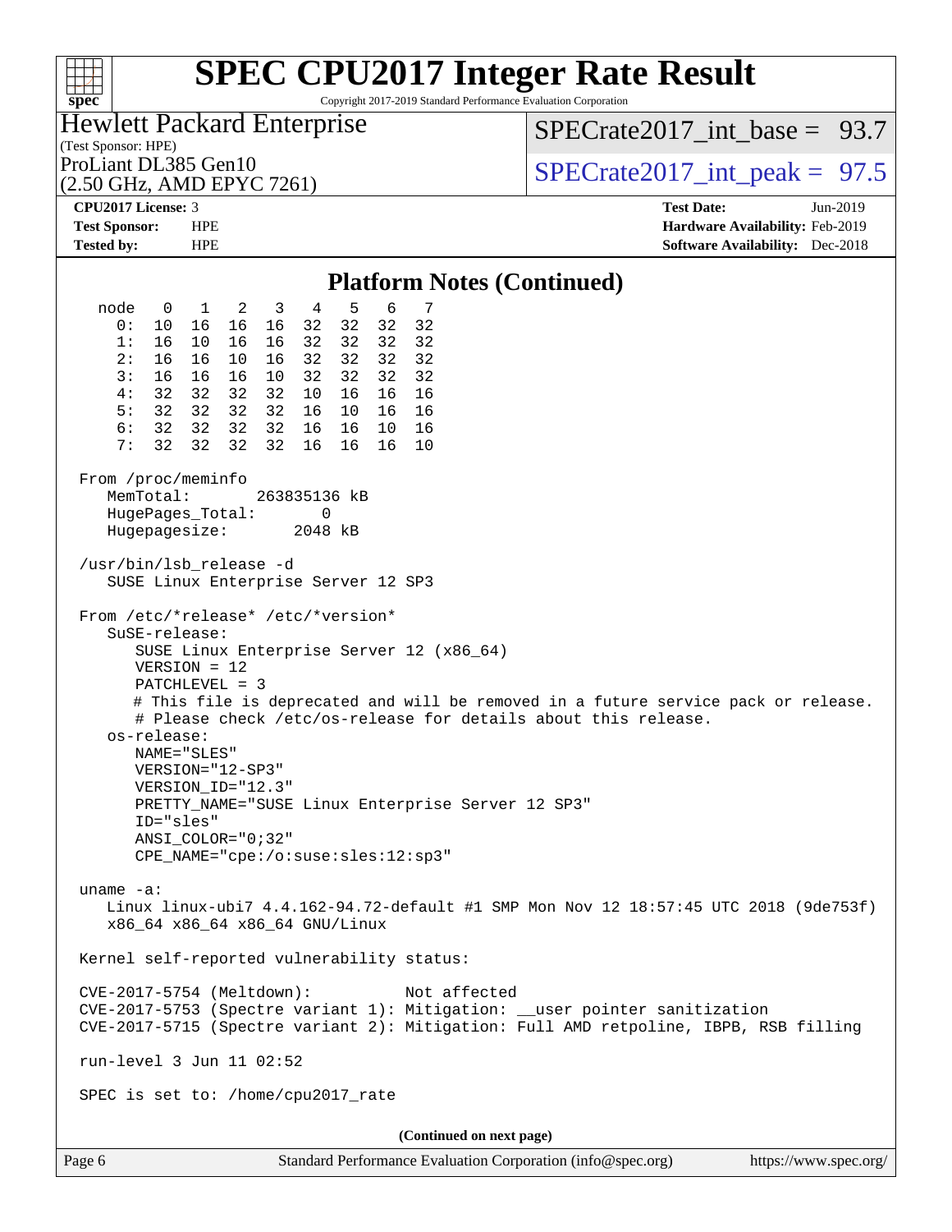# SPEC CPU2017 Integer Rate Result

Copyright 2017-2019 Standard Performance Evaluation Corporation

**Hewlett Packard Enterprise**
(Test Sponsor: HPE)
ProLiant DL385 Gen10
(2.50 GHz, AMD EPYC 7261)

SPECrate2017_int_base = 93.7
SPECrate2017_int_peak = 97.5

| | | | |
|---|---|---|---|
| **CPU2017 License:** | 3 | **Test Date:** | Jun-2019 |
| **Test Sponsor:** | HPE | **Hardware Availability:** | Feb-2019 |
| **Tested by:** | HPE | **Software Availability:** | Dec-2018 |

## Platform Notes (Continued)

```
  node   0   1   2   3   4   5   6   7
    0:  10  16  16  16  32  32  32  32
    1:  16  10  16  16  32  32  32  32
    2:  16  16  10  16  32  32  32  32
    3:  16  16  16  10  32  32  32  32
    4:  32  32  32  32  10  16  16  16
    5:  32  32  32  32  16  10  16  16
    6:  32  32  32  32  16  16  10  16
    7:  32  32  32  32  16  16  16  10

From /proc/meminfo
   MemTotal:       263835136 kB
   HugePages_Total:       0
   Hugepagesize:       2048 kB

/usr/bin/lsb_release -d
   SUSE Linux Enterprise Server 12 SP3

From /etc/*release* /etc/*version*
   SuSE-release:
      SUSE Linux Enterprise Server 12 (x86_64)
      VERSION = 12
      PATCHLEVEL = 3
      # This file is deprecated and will be removed in a future service pack or release.
      # Please check /etc/os-release for details about this release.
   os-release:
      NAME="SLES"
      VERSION="12-SP3"
      VERSION_ID="12.3"
      PRETTY_NAME="SUSE Linux Enterprise Server 12 SP3"
      ID="sles"
      ANSI_COLOR="0;32"
      CPE_NAME="cpe:/o:suse:sles:12:sp3"

uname -a:
   Linux linux-ubi7 4.4.162-94.72-default #1 SMP Mon Nov 12 18:57:45 UTC 2018 (9de753f)
   x86_64 x86_64 x86_64 GNU/Linux

Kernel self-reported vulnerability status:

CVE-2017-5754 (Meltdown):          Not affected
CVE-2017-5753 (Spectre variant 1): Mitigation: __user pointer sanitization
CVE-2017-5715 (Spectre variant 2): Mitigation: Full AMD retpoline, IBPB, RSB filling

run-level 3 Jun 11 02:52

SPEC is set to: /home/cpu2017_rate
```

(Continued on next page)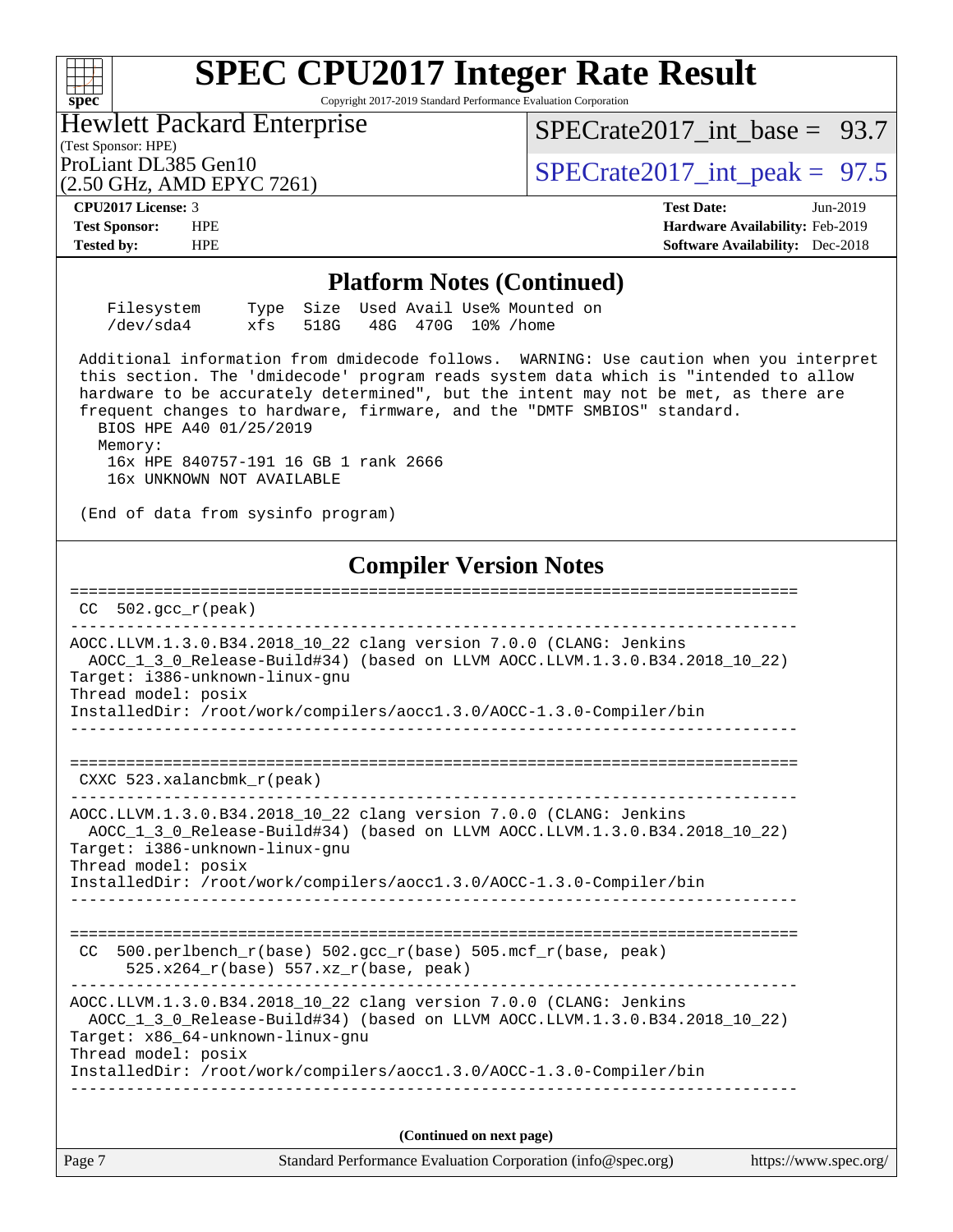## Platform Notes (Continued)

```
    Filesystem     Type  Size  Used Avail Use% Mounted on
    /dev/sda4      xfs   518G   48G  470G  10% /home

 Additional information from dmidecode follows.  WARNING: Use caution when you interpret
 this section. The 'dmidecode' program reads system data which is "intended to allow
 hardware to be accurately determined", but the intent may not be met, as there are
 frequent changes to hardware, firmware, and the "DMTF SMBIOS" standard.
   BIOS HPE A40 01/25/2019
   Memory:
    16x HPE 840757-191 16 GB 1 rank 2666
    16x UNKNOWN NOT AVAILABLE

 (End of data from sysinfo program)
```

## Compiler Version Notes

```
==============================================================================
 CC  502.gcc_r(peak)
------------------------------------------------------------------------------
AOCC.LLVM.1.3.0.B34.2018_10_22 clang version 7.0.0 (CLANG: Jenkins
  AOCC_1_3_0_Release-Build#34) (based on LLVM AOCC.LLVM.1.3.0.B34.2018_10_22)
Target: i386-unknown-linux-gnu
Thread model: posix
InstalledDir: /root/work/compilers/aocc1.3.0/AOCC-1.3.0-Compiler/bin
------------------------------------------------------------------------------

==============================================================================
 CXXC 523.xalancbmk_r(peak)
------------------------------------------------------------------------------
AOCC.LLVM.1.3.0.B34.2018_10_22 clang version 7.0.0 (CLANG: Jenkins
  AOCC_1_3_0_Release-Build#34) (based on LLVM AOCC.LLVM.1.3.0.B34.2018_10_22)
Target: i386-unknown-linux-gnu
Thread model: posix
InstalledDir: /root/work/compilers/aocc1.3.0/AOCC-1.3.0-Compiler/bin
------------------------------------------------------------------------------

==============================================================================
 CC  500.perlbench_r(base) 502.gcc_r(base) 505.mcf_r(base, peak)
      525.x264_r(base) 557.xz_r(base, peak)
------------------------------------------------------------------------------
AOCC.LLVM.1.3.0.B34.2018_10_22 clang version 7.0.0 (CLANG: Jenkins
  AOCC_1_3_0_Release-Build#34) (based on LLVM AOCC.LLVM.1.3.0.B34.2018_10_22)
Target: x86_64-unknown-linux-gnu
Thread model: posix
InstalledDir: /root/work/compilers/aocc1.3.0/AOCC-1.3.0-Compiler/bin
------------------------------------------------------------------------------
```

(Continued on next page)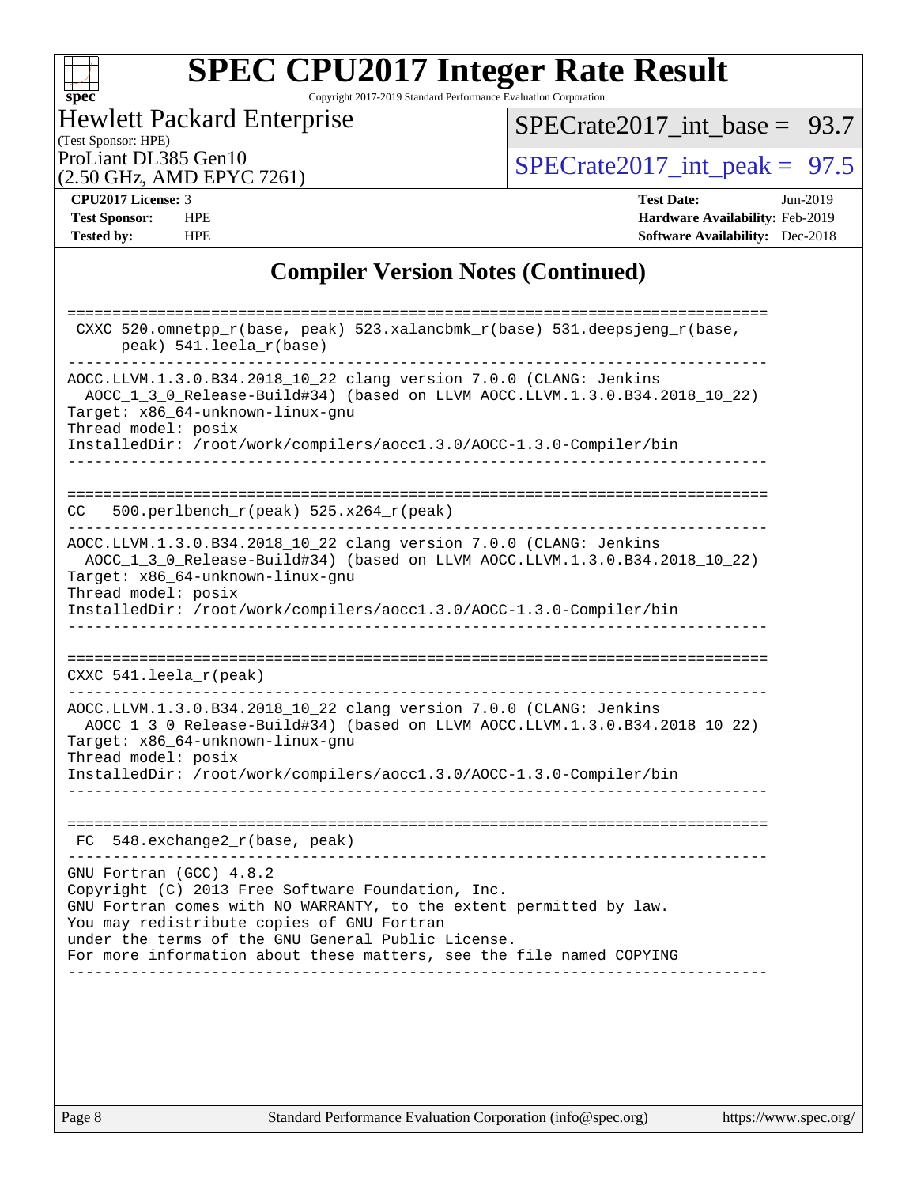# SPEC CPU2017 Integer Rate Result

Copyright 2017-2019 Standard Performance Evaluation Corporation

Hewlett Packard Enterprise
(Test Sponsor: HPE)
ProLiant DL385 Gen10
(2.50 GHz, AMD EPYC 7261)

SPECrate2017_int_base = 93.7

SPECrate2017_int_peak = 97.5

| | | | |
|---|---|---|---|
| **CPU2017 License:** | 3 | **Test Date:** | Jun-2019 |
| **Test Sponsor:** | HPE | **Hardware Availability:** | Feb-2019 |
| **Tested by:** | HPE | **Software Availability:** | Dec-2018 |

## Compiler Version Notes (Continued)

```
==============================================================================
 CXXC 520.omnetpp_r(base, peak) 523.xalancbmk_r(base) 531.deepsjeng_r(base,
      peak) 541.leela_r(base)
------------------------------------------------------------------------------
AOCC.LLVM.1.3.0.B34.2018_10_22 clang version 7.0.0 (CLANG: Jenkins
  AOCC_1_3_0_Release-Build#34) (based on LLVM AOCC.LLVM.1.3.0.B34.2018_10_22)
Target: x86_64-unknown-linux-gnu
Thread model: posix
InstalledDir: /root/work/compilers/aocc1.3.0/AOCC-1.3.0-Compiler/bin
------------------------------------------------------------------------------

==============================================================================
CC  500.perlbench_r(peak) 525.x264_r(peak)
------------------------------------------------------------------------------
AOCC.LLVM.1.3.0.B34.2018_10_22 clang version 7.0.0 (CLANG: Jenkins
  AOCC_1_3_0_Release-Build#34) (based on LLVM AOCC.LLVM.1.3.0.B34.2018_10_22)
Target: x86_64-unknown-linux-gnu
Thread model: posix
InstalledDir: /root/work/compilers/aocc1.3.0/AOCC-1.3.0-Compiler/bin
------------------------------------------------------------------------------

==============================================================================
CXXC 541.leela_r(peak)
------------------------------------------------------------------------------
AOCC.LLVM.1.3.0.B34.2018_10_22 clang version 7.0.0 (CLANG: Jenkins
  AOCC_1_3_0_Release-Build#34) (based on LLVM AOCC.LLVM.1.3.0.B34.2018_10_22)
Target: x86_64-unknown-linux-gnu
Thread model: posix
InstalledDir: /root/work/compilers/aocc1.3.0/AOCC-1.3.0-Compiler/bin
------------------------------------------------------------------------------

==============================================================================
 FC  548.exchange2_r(base, peak)
------------------------------------------------------------------------------
GNU Fortran (GCC) 4.8.2
Copyright (C) 2013 Free Software Foundation, Inc.
GNU Fortran comes with NO WARRANTY, to the extent permitted by law.
You may redistribute copies of GNU Fortran
under the terms of the GNU General Public License.
For more information about these matters, see the file named COPYING
------------------------------------------------------------------------------
```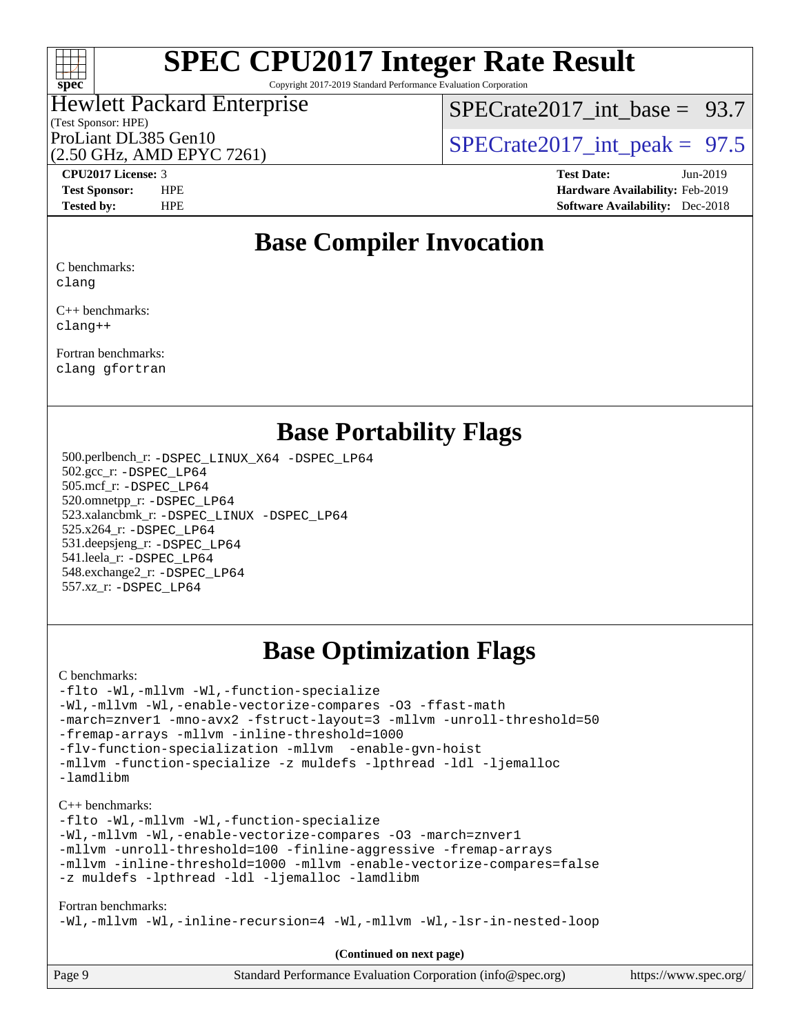# SPEC CPU2017 Integer Rate Result

Copyright 2017-2019 Standard Performance Evaluation Corporation

Hewlett Packard Enterprise
(Test Sponsor: HPE)
ProLiant DL385 Gen10
(2.50 GHz, AMD EPYC 7261)

SPECrate2017_int_base = 93.7

SPECrate2017_int_peak = 97.5

| | | | |
|---|---|---|---|
| **CPU2017 License:** | 3 | **Test Date:** | Jun-2019 |
| **Test Sponsor:** | HPE | **Hardware Availability:** | Feb-2019 |
| **Tested by:** | HPE | **Software Availability:** | Dec-2018 |

## Base Compiler Invocation

C benchmarks:
clang

C++ benchmarks:
clang++

Fortran benchmarks:
clang gfortran

## Base Portability Flags

500.perlbench_r: -DSPEC_LINUX_X64 -DSPEC_LP64
502.gcc_r: -DSPEC_LP64
505.mcf_r: -DSPEC_LP64
520.omnetpp_r: -DSPEC_LP64
523.xalancbmk_r: -DSPEC_LINUX -DSPEC_LP64
525.x264_r: -DSPEC_LP64
531.deepsjeng_r: -DSPEC_LP64
541.leela_r: -DSPEC_LP64
548.exchange2_r: -DSPEC_LP64
557.xz_r: -DSPEC_LP64

## Base Optimization Flags

C benchmarks:
```
-flto -Wl,-mllvm -Wl,-function-specialize
-Wl,-mllvm -Wl,-enable-vectorize-compares -O3 -ffast-math
-march=znver1 -mno-avx2 -fstruct-layout=3 -mllvm -unroll-threshold=50
-fremap-arrays -mllvm -inline-threshold=1000
-flv-function-specialization -mllvm  -enable-gvn-hoist
-mllvm -function-specialize -z muldefs -lpthread -ldl -ljemalloc
-lamdlibm
```

C++ benchmarks:
```
-flto -Wl,-mllvm -Wl,-function-specialize
-Wl,-mllvm -Wl,-enable-vectorize-compares -O3 -march=znver1
-mllvm -unroll-threshold=100 -finline-aggressive -fremap-arrays
-mllvm -inline-threshold=1000 -mllvm -enable-vectorize-compares=false
-z muldefs -lpthread -ldl -ljemalloc -lamdlibm
```

Fortran benchmarks:
```
-Wl,-mllvm -Wl,-inline-recursion=4 -Wl,-mllvm -Wl,-lsr-in-nested-loop
```

**(Continued on next page)**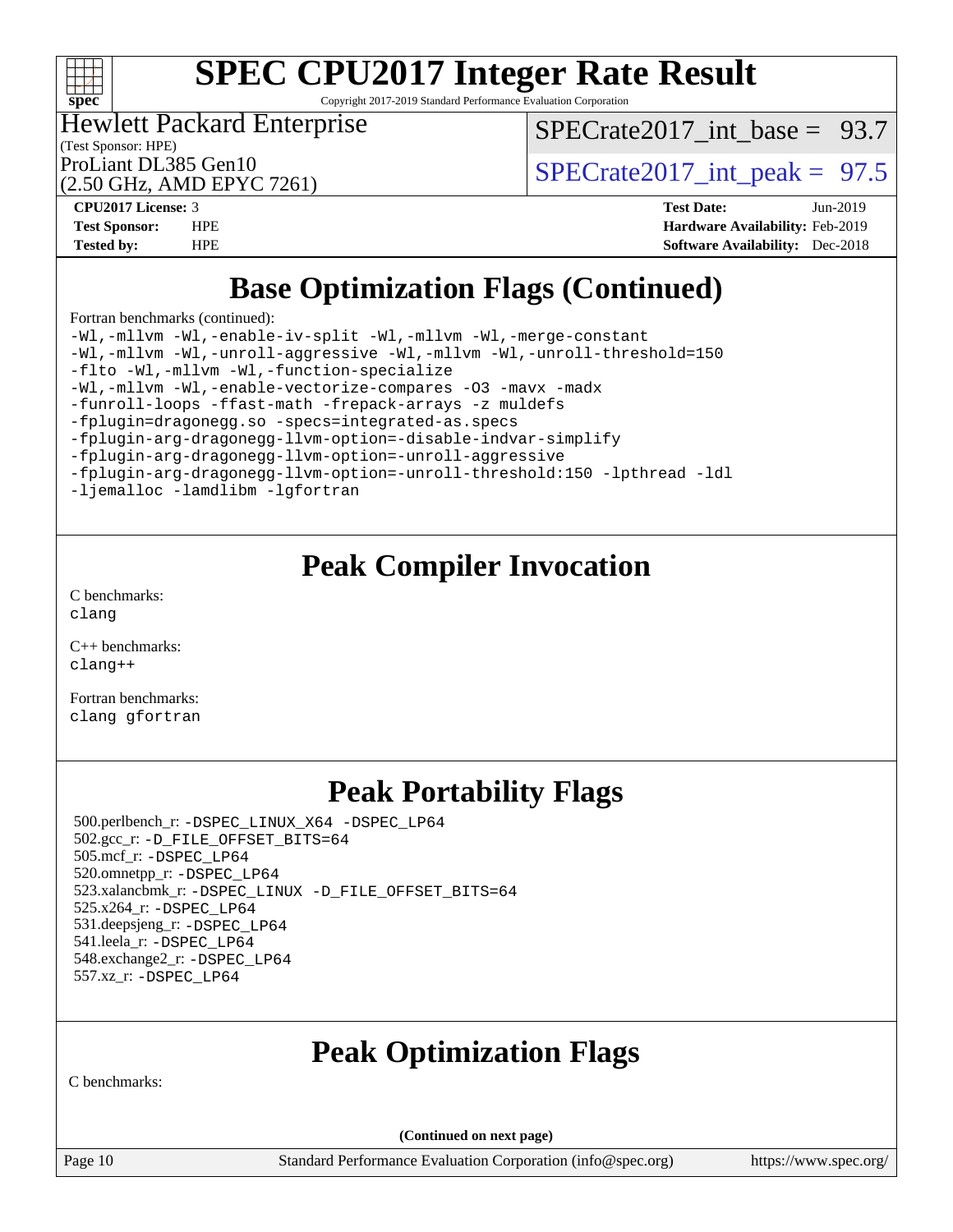# Base Optimization Flags (Continued)

Fortran benchmarks (continued):

```
-Wl,-mllvm -Wl,-enable-iv-split -Wl,-mllvm -Wl,-merge-constant
-Wl,-mllvm -Wl,-unroll-aggressive -Wl,-mllvm -Wl,-unroll-threshold=150
-flto -Wl,-mllvm -Wl,-function-specialize
-Wl,-mllvm -Wl,-enable-vectorize-compares -O3 -mavx -madx
-funroll-loops -ffast-math -frepack-arrays -z muldefs
-fplugin=dragonegg.so -specs=integrated-as.specs
-fplugin-arg-dragonegg-llvm-option=-disable-indvar-simplify
-fplugin-arg-dragonegg-llvm-option=-unroll-aggressive
-fplugin-arg-dragonegg-llvm-option=-unroll-threshold:150 -lpthread -ldl
-ljemalloc -lamdlibm -lgfortran
```

# Peak Compiler Invocation

C benchmarks:
`clang`

C++ benchmarks:
`clang++`

Fortran benchmarks:
`clang gfortran`

# Peak Portability Flags

500.perlbench_r: `-DSPEC_LINUX_X64 -DSPEC_LP64`
502.gcc_r: `-D_FILE_OFFSET_BITS=64`
505.mcf_r: `-DSPEC_LP64`
520.omnetpp_r: `-DSPEC_LP64`
523.xalancbmk_r: `-DSPEC_LINUX -D_FILE_OFFSET_BITS=64`
525.x264_r: `-DSPEC_LP64`
531.deepsjeng_r: `-DSPEC_LP64`
541.leela_r: `-DSPEC_LP64`
548.exchange2_r: `-DSPEC_LP64`
557.xz_r: `-DSPEC_LP64`

# Peak Optimization Flags

C benchmarks:

(Continued on next page)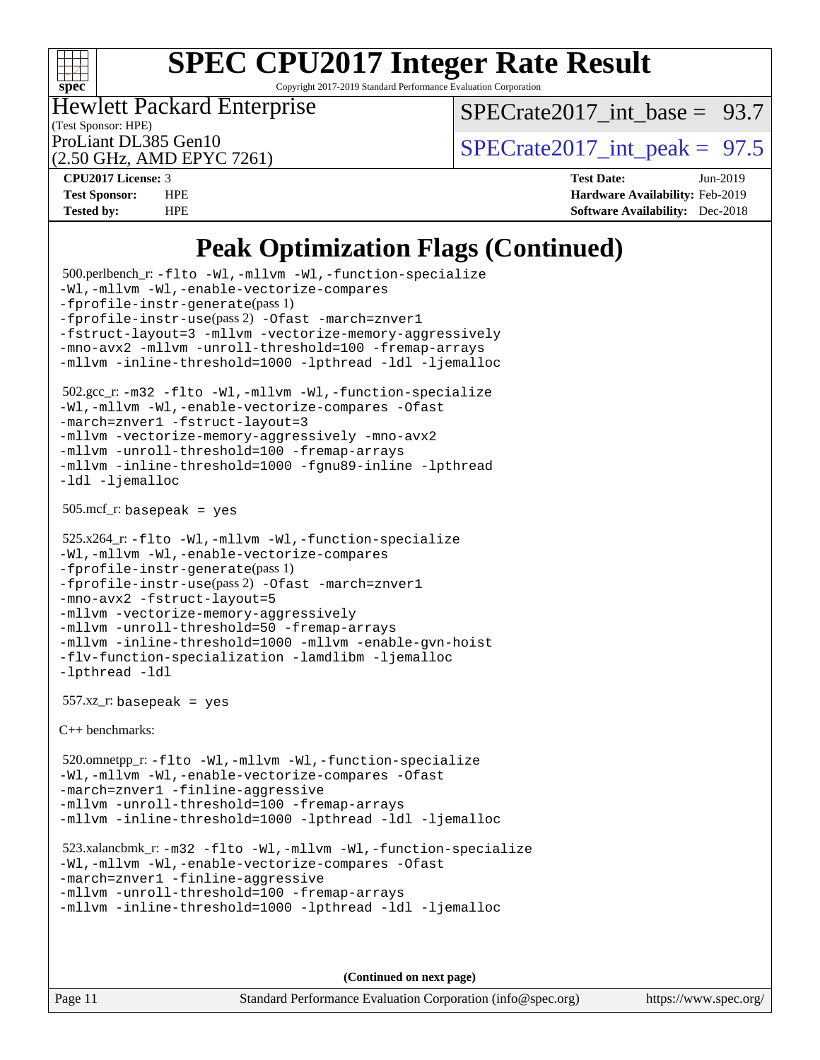# SPEC CPU2017 Integer Rate Result

Copyright 2017-2019 Standard Performance Evaluation Corporation

**Hewlett Packard Enterprise**
(Test Sponsor: HPE)
ProLiant DL385 Gen10
(2.50 GHz, AMD EPYC 7261)

SPECrate2017_int_base = 93.7

SPECrate2017_int_peak = 97.5

| | | | |
|---|---|---|---|
| **CPU2017 License:** | 3 | **Test Date:** | Jun-2019 |
| **Test Sponsor:** | HPE | **Hardware Availability:** | Feb-2019 |
| **Tested by:** | HPE | **Software Availability:** | Dec-2018 |

## Peak Optimization Flags (Continued)

500.perlbench_r: -flto -Wl,-mllvm -Wl,-function-specialize -Wl,-mllvm -Wl,-enable-vectorize-compares -fprofile-instr-generate(pass 1) -fprofile-instr-use(pass 2) -Ofast -march=znver1 -fstruct-layout=3 -mllvm -vectorize-memory-aggressively -mno-avx2 -mllvm -unroll-threshold=100 -fremap-arrays -mllvm -inline-threshold=1000 -lpthread -ldl -ljemalloc

502.gcc_r: -m32 -flto -Wl,-mllvm -Wl,-function-specialize -Wl,-mllvm -Wl,-enable-vectorize-compares -Ofast -march=znver1 -fstruct-layout=3 -mllvm -vectorize-memory-aggressively -mno-avx2 -mllvm -unroll-threshold=100 -fremap-arrays -mllvm -inline-threshold=1000 -fgnu89-inline -lpthread -ldl -ljemalloc

505.mcf_r: basepeak = yes

525.x264_r: -flto -Wl,-mllvm -Wl,-function-specialize -Wl,-mllvm -Wl,-enable-vectorize-compares -fprofile-instr-generate(pass 1) -fprofile-instr-use(pass 2) -Ofast -march=znver1 -mno-avx2 -fstruct-layout=5 -mllvm -vectorize-memory-aggressively -mllvm -unroll-threshold=50 -fremap-arrays -mllvm -inline-threshold=1000 -mllvm -enable-gvn-hoist -flv-function-specialization -lamdlibm -ljemalloc -lpthread -ldl

557.xz_r: basepeak = yes

C++ benchmarks:

520.omnetpp_r: -flto -Wl,-mllvm -Wl,-function-specialize -Wl,-mllvm -Wl,-enable-vectorize-compares -Ofast -march=znver1 -finline-aggressive -mllvm -unroll-threshold=100 -fremap-arrays -mllvm -inline-threshold=1000 -lpthread -ldl -ljemalloc

523.xalancbmk_r: -m32 -flto -Wl,-mllvm -Wl,-function-specialize -Wl,-mllvm -Wl,-enable-vectorize-compares -Ofast -march=znver1 -finline-aggressive -mllvm -unroll-threshold=100 -fremap-arrays -mllvm -inline-threshold=1000 -lpthread -ldl -ljemalloc

**(Continued on next page)**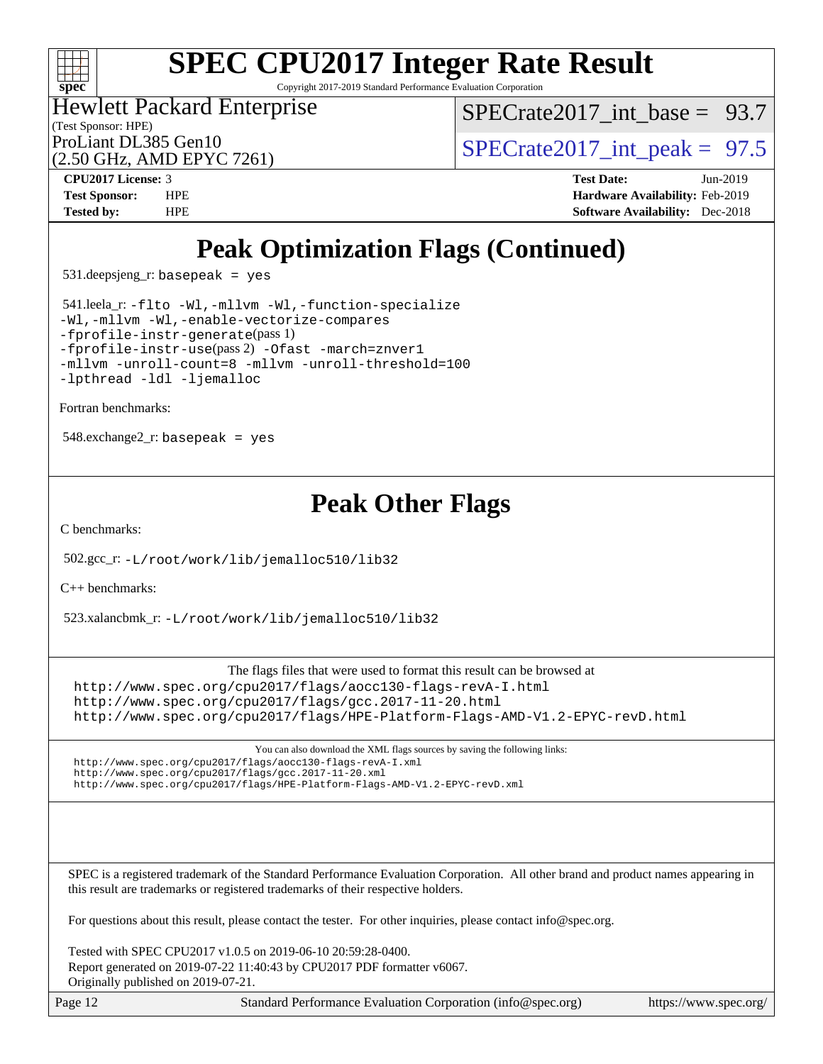# SPEC CPU2017 Integer Rate Result

Copyright 2017-2019 Standard Performance Evaluation Corporation

Hewlett Packard Enterprise
(Test Sponsor: HPE)
ProLiant DL385 Gen10
(2.50 GHz, AMD EPYC 7261)

SPECrate2017_int_base = 93.7

SPECrate2017_int_peak = 97.5

**CPU2017 License:** 3
**Test Sponsor:** HPE
**Tested by:** HPE

**Test Date:** Jun-2019
**Hardware Availability:** Feb-2019
**Software Availability:** Dec-2018

## Peak Optimization Flags (Continued)

531.deepsjeng_r: `basepeak = yes`

541.leela_r: `-flto -Wl,-mllvm -Wl,-function-specialize -Wl,-mllvm -Wl,-enable-vectorize-compares -fprofile-instr-generate`(pass 1) `-fprofile-instr-use`(pass 2) `-Ofast -march=znver1 -mllvm -unroll-count=8 -mllvm -unroll-threshold=100 -lpthread -ldl -ljemalloc`

Fortran benchmarks:

548.exchange2_r: `basepeak = yes`

## Peak Other Flags

C benchmarks:

502.gcc_r: `-L/root/work/lib/jemalloc510/lib32`

C++ benchmarks:

523.xalancbmk_r: `-L/root/work/lib/jemalloc510/lib32`

The flags files that were used to format this result can be browsed at
http://www.spec.org/cpu2017/flags/aocc130-flags-revA-I.html
http://www.spec.org/cpu2017/flags/gcc.2017-11-20.html
http://www.spec.org/cpu2017/flags/HPE-Platform-Flags-AMD-V1.2-EPYC-revD.html

You can also download the XML flags sources by saving the following links:
http://www.spec.org/cpu2017/flags/aocc130-flags-revA-I.xml
http://www.spec.org/cpu2017/flags/gcc.2017-11-20.xml
http://www.spec.org/cpu2017/flags/HPE-Platform-Flags-AMD-V1.2-EPYC-revD.xml

SPEC is a registered trademark of the Standard Performance Evaluation Corporation. All other brand and product names appearing in this result are trademarks or registered trademarks of their respective holders.

For questions about this result, please contact the tester. For other inquiries, please contact info@spec.org.

Tested with SPEC CPU2017 v1.0.5 on 2019-06-10 20:59:28-0400.
Report generated on 2019-07-22 11:40:43 by CPU2017 PDF formatter v6067.
Originally published on 2019-07-21.